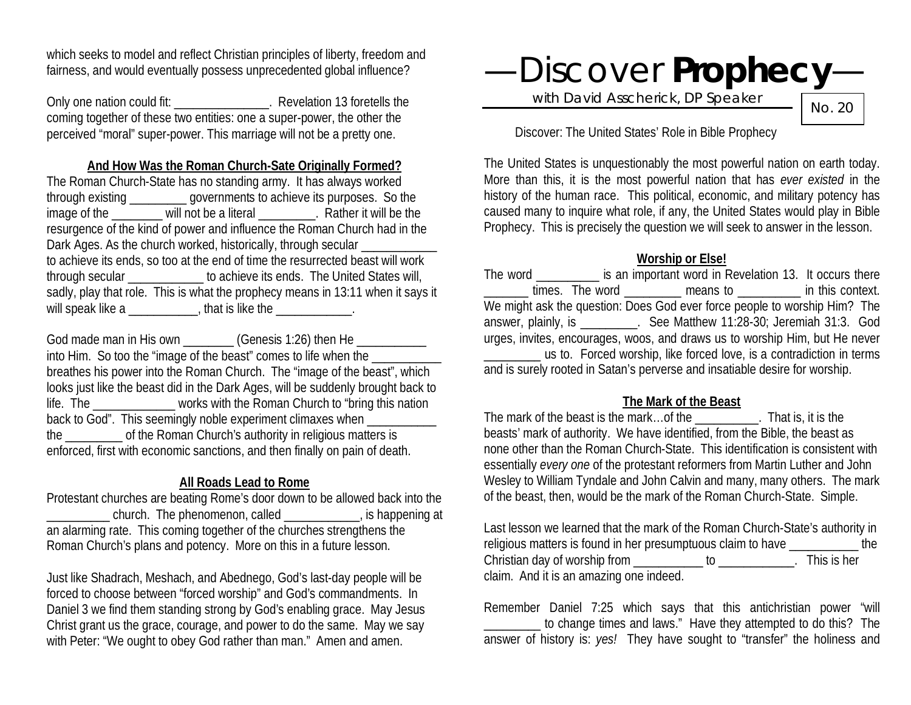which seeks to model and reflect Christian principles of liberty, freedom and fairness, and would eventually possess unprecedented global influence?

Only one nation could fit: _______________. Revelation 13 foretells the coming together of these two entities: one a super-power, the other the perceived "moral" super-power. This marriage will not be a pretty one.

**And How Was the Roman Church-Sate Originally Formed?**

The Roman Church-State has no standing army. It has always worked through existing _________ governments to achieve its purposes. So the image of the ________ will not be a literal _________. Rather it will be the resurgence of the kind of power and influence the Roman Church had in the Dark Ages. As the church worked, historically, through secular ____________ to achieve its ends, so too at the end of time the resurrected beast will work through secular ____________ to achieve its ends. The United States will, sadly, play that role. This is what the prophecy means in 13:11 when it says it will speak like a ___________, that is like the ____________.

God made man in His own ________ (Genesis 1:26) then He ___________ into Him. So too the "image of the beast" comes to life when the ___________ breathes his power into the Roman Church. The "image of the beast", which looks just like the beast did in the Dark Ages, will be suddenly brought back to life. The _____________ works with the Roman Church to "bring this nation back to God". This seemingly noble experiment climaxes when ___________ the _________ of the Roman Church's authority in religious matters is enforced, first with economic sanctions, and then finally on pain of death.

**All Roads Lead to Rome**

Protestant churches are beating Rome's door down to be allowed back into the __________ church. The phenomenon, called ____________, is happening at an alarming rate. This coming together of the churches strengthens the Roman Church's plans and potency. More on this in a future lesson.

Just like Shadrach, Meshach, and Abednego, God's last-day people will be forced to choose between "forced worship" and God's commandments. In Daniel 3 we find them standing strong by God's enabling grace. May Jesus Christ grant us the grace, courage, and power to do the same. May we say with Peter: "We ought to obey God rather than man." Amen and amen.

# —Discover **Prophecy**—

with David Asscherick, DP Speaker

No. 20

Discover: The United States' Role in Bible Prophecy

The United States is unquestionably the most powerful nation on earth today. More than this, it is the most powerful nation that has *ever existed* in the history of the human race. This political, economic, and military potency has caused many to inquire what role, if any, the United States would play in Bible Prophecy. This is precisely the question we will seek to answer in the lesson.

**Worship or Else!**

The word __________ is an important word in Revelation 13. It occurs there _______ times. The word _________ means to __________ in this context. We might ask the question: Does God ever force people to worship Him? The answer, plainly, is _________. See Matthew 11:28-30; Jeremiah 31:3. God urges, invites, encourages, woos, and draws us to worship Him, but He never _________ us to. Forced worship, like forced love, is a contradiction in terms and is surely rooted in Satan's perverse and insatiable desire for worship.

**The Mark of the Beast**

The mark of the beast is the mark…of the __________. That is, it is the beasts' mark of authority. We have identified, from the Bible, the beast as none other than the Roman Church-State. This identification is consistent with essentially *every one* of the protestant reformers from Martin Luther and John Wesley to William Tyndale and John Calvin and many, many others. The mark of the beast, then, would be the mark of the Roman Church-State. Simple.

Last lesson we learned that the mark of the Roman Church-State's authority in religious matters is found in her presumptuous claim to have ___________ the Christian day of worship from ___________ to ____________. This is her claim. And it is an amazing one indeed.

Remember Daniel 7:25 which says that this antichristian power "will _________ to change times and laws." Have they attempted to do this? The answer of history is: *yes!* They have sought to "transfer" the holiness and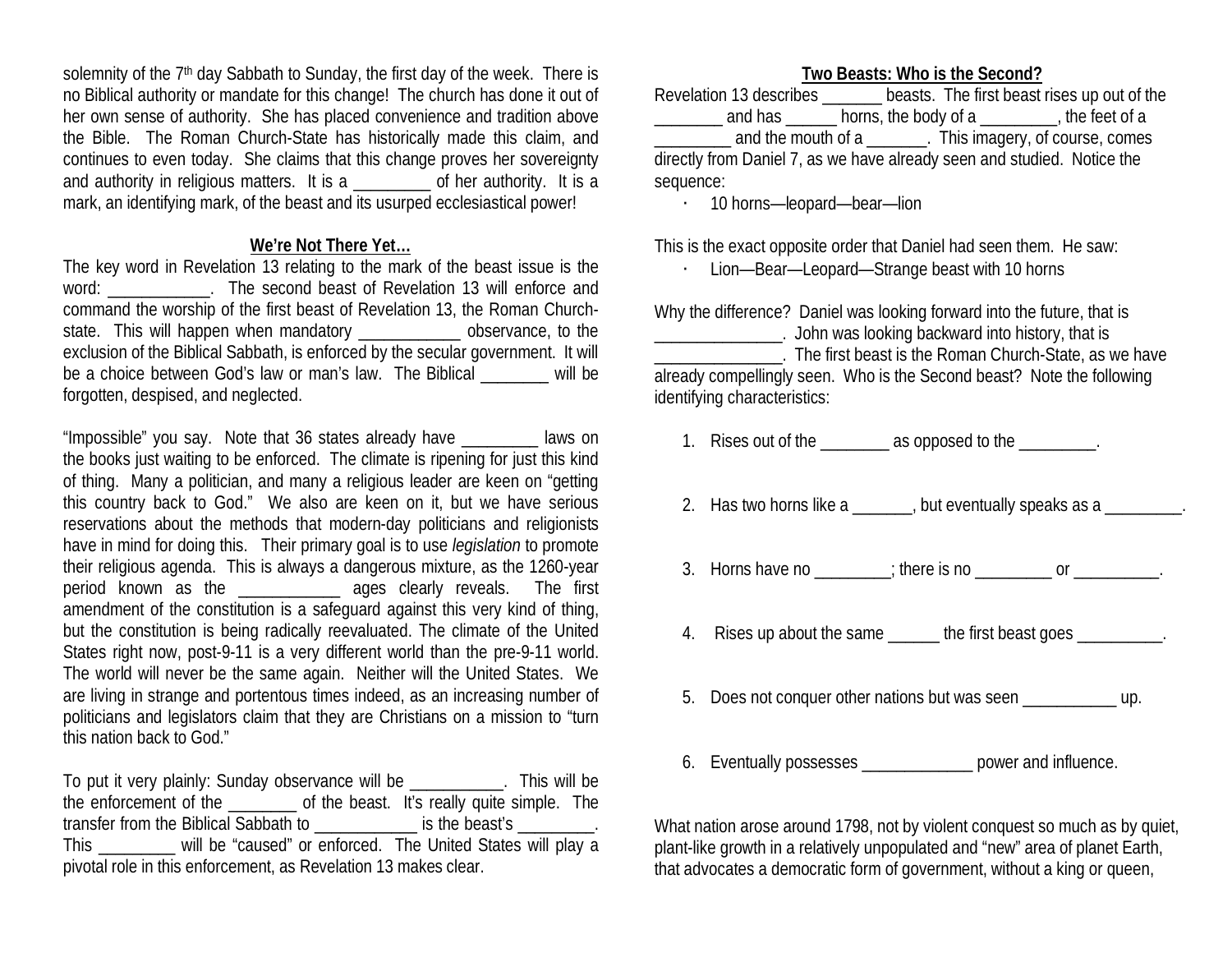solemnity of the 7th day Sabbath to Sunday, the first day of the week. There is no Biblical authority or mandate for this change! The church has done it out of her own sense of authority. She has placed convenience and tradition above the Bible. The Roman Church-State has historically made this claim, and continues to even today. She claims that this change proves her sovereignty and authority in religious matters. It is a _________ of her authority. It is a mark, an identifying mark, of the beast and its usurped ecclesiastical power!

**We're Not There Yet…**

The key word in Revelation 13 relating to the mark of the beast issue is the word: ____________. The second beast of Revelation 13 will enforce and command the worship of the first beast of Revelation 13, the Roman Church-state. This will happen when mandatory ____________ observance, to the exclusion of the Biblical Sabbath, is enforced by the secular government. It will be a choice between God's law or man's law. The Biblical ________ will be forgotten, despised, and neglected.

"Impossible" you say. Note that 36 states already have _________ laws on the books just waiting to be enforced. The climate is ripening for just this kind of thing. Many a politician, and many a religious leader are keen on "getting this country back to God." We also are keen on it, but we have serious reservations about the methods that modern-day politicians and religionists have in mind for doing this. Their primary goal is to use *legislation* to promote their religious agenda. This is always a dangerous mixture, as the 1260-year period known as the ____________ ages clearly reveals. The first amendment of the constitution is a safeguard against this very kind of thing, but the constitution is being radically reevaluated. The climate of the United States right now, post-9-11 is a very different world than the pre-9-11 world. The world will never be the same again. Neither will the United States. We are living in strange and portentous times indeed, as an increasing number of politicians and legislators claim that they are Christians on a mission to "turn this nation back to God."

To put it very plainly: Sunday observance will be ___________. This will be the enforcement of the ________ of the beast. It's really quite simple. The transfer from the Biblical Sabbath to ____________ is the beast's _________. This _________ will be "caused" or enforced. The United States will play a pivotal role in this enforcement, as Revelation 13 makes clear.

**Two Beasts: Who is the Second?**

Revelation 13 describes _______ beasts. The first beast rises up out of the ________ and has ______ horns, the body of a _________, the feet of a _________ and the mouth of a _______. This imagery, of course, comes directly from Daniel 7, as we have already seen and studied. Notice the sequence:

- 10 horns—leopard—bear—lion

This is the exact opposite order that Daniel had seen them. He saw:

- Lion—Bear—Leopard—Strange beast with 10 horns

Why the difference? Daniel was looking forward into the future, that is _______________. John was looking backward into history, that is _______________. The first beast is the Roman Church-State, as we have already compellingly seen. Who is the Second beast? Note the following identifying characteristics:

1. Rises out of the ________ as opposed to the _________.
2. Has two horns like a _______, but eventually speaks as a _________.
3. Horns have no _________; there is no _________ or __________.
4. Rises up about the same ______ the first beast goes __________.
5. Does not conquer other nations but was seen ___________ up.
6. Eventually possesses _____________ power and influence.

What nation arose around 1798, not by violent conquest so much as by quiet, plant-like growth in a relatively unpopulated and "new" area of planet Earth, that advocates a democratic form of government, without a king or queen,